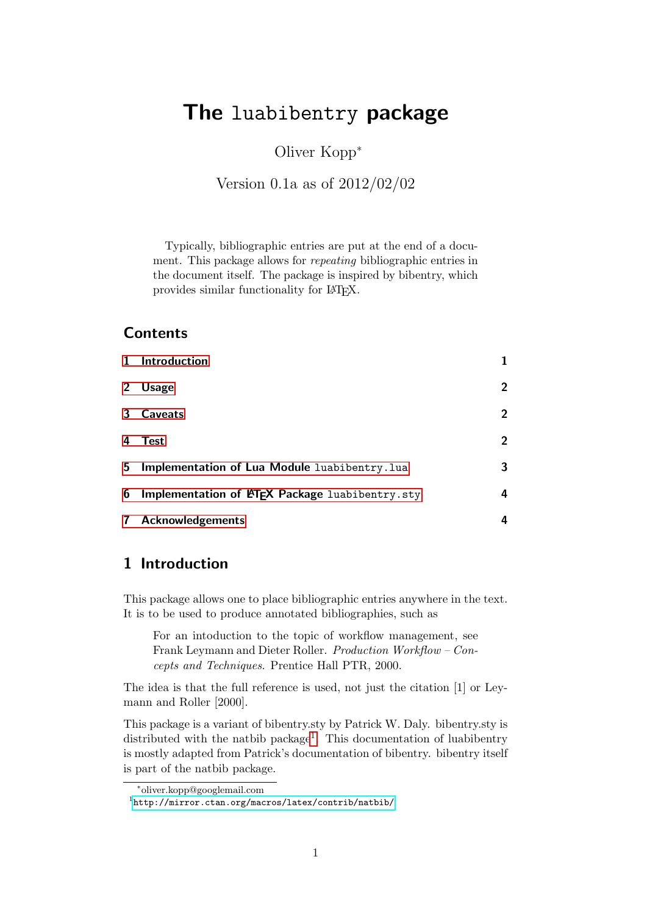# The `luabibentry` package

Oliver Kopp*

Version 0.1a as of 2012/02/02

> Typically, bibliographic entries are put at the end of a document. This package allows for *repeating* bibliographic entries in the document itself. The package is inspired by bibentry, which provides similar functionality for LaTeX.

## Contents

1 Introduction — 1

2 Usage — 2

3 Caveats — 2

4 Test — 2

5 Implementation of Lua Module `luabibentry.lua` — 3

6 Implementation of LaTeX Package `luabibentry.sty` — 4

7 Acknowledgements — 4

## 1 Introduction

This package allows one to place bibliographic entries anywhere in the text. It is to be used to produce annotated bibliographies, such as

> For an intoduction to the topic of workflow management, see Frank Leymann and Dieter Roller. *Production Workflow – Concepts and Techniques*. Prentice Hall PTR, 2000.

The idea is that the full reference is used, not just the citation [1] or Leymann and Roller [2000].

This package is a variant of bibentry.sty by Patrick W. Daly. bibentry.sty is distributed with the natbib package[1]. This documentation of luabibentry is mostly adapted from Patrick's documentation of bibentry. bibentry itself is part of the natbib package.

---

*oliver.kopp@googlemail.com

[1] http://mirror.ctan.org/macros/latex/contrib/natbib/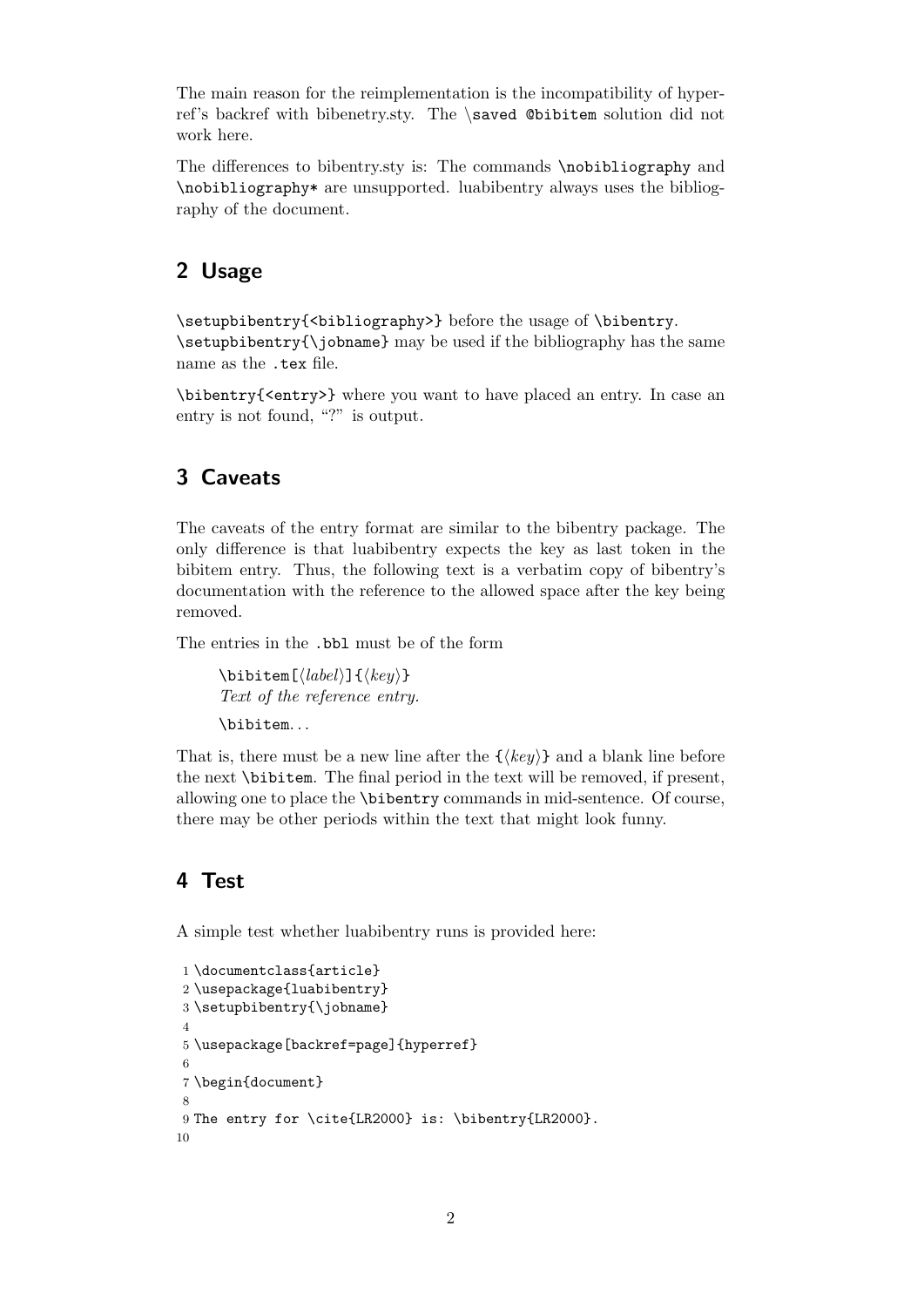The main reason for the reimplementation is the incompatibility of hyperref's backref with bibenetry.sty. The `\saved @bibitem` solution did not work here.

The differences to bibentry.sty is: The commands `\nobibliography` and `\nobibliography*` are unsupported. luabibentry always uses the bibliography of the document.

## 2 Usage

`\setupbibentry{<bibliography>}` before the usage of `\bibentry`. `\setupbibentry{\jobname}` may be used if the bibliography has the same name as the `.tex` file.

`\bibentry{<entry>}` where you want to have placed an entry. In case an entry is not found, "?" is output.

## 3 Caveats

The caveats of the entry format are similar to the bibentry package. The only difference is that luabibentry expects the key as last token in the bibitem entry. Thus, the following text is a verbatim copy of bibentry's documentation with the reference to the allowed space after the key being removed.

The entries in the `.bbl` must be of the form

> `\bibitem[`⟨*label*⟩`]{`⟨*key*⟩`}`
> *Text of the reference entry.*
>
> `\bibitem`...

That is, there must be a new line after the `{`⟨*key*⟩`}` and a blank line before the next `\bibitem`. The final period in the text will be removed, if present, allowing one to place the `\bibentry` commands in mid-sentence. Of course, there may be other periods within the text that might look funny.

## 4 Test

A simple test whether luabibentry runs is provided here:

```
1 \documentclass{article}
2 \usepackage{luabibentry}
3 \setupbibentry{\jobname}
4
5 \usepackage[backref=page]{hyperref}
6
7 \begin{document}
8
9 The entry for \cite{LR2000} is: \bibentry{LR2000}.
10
```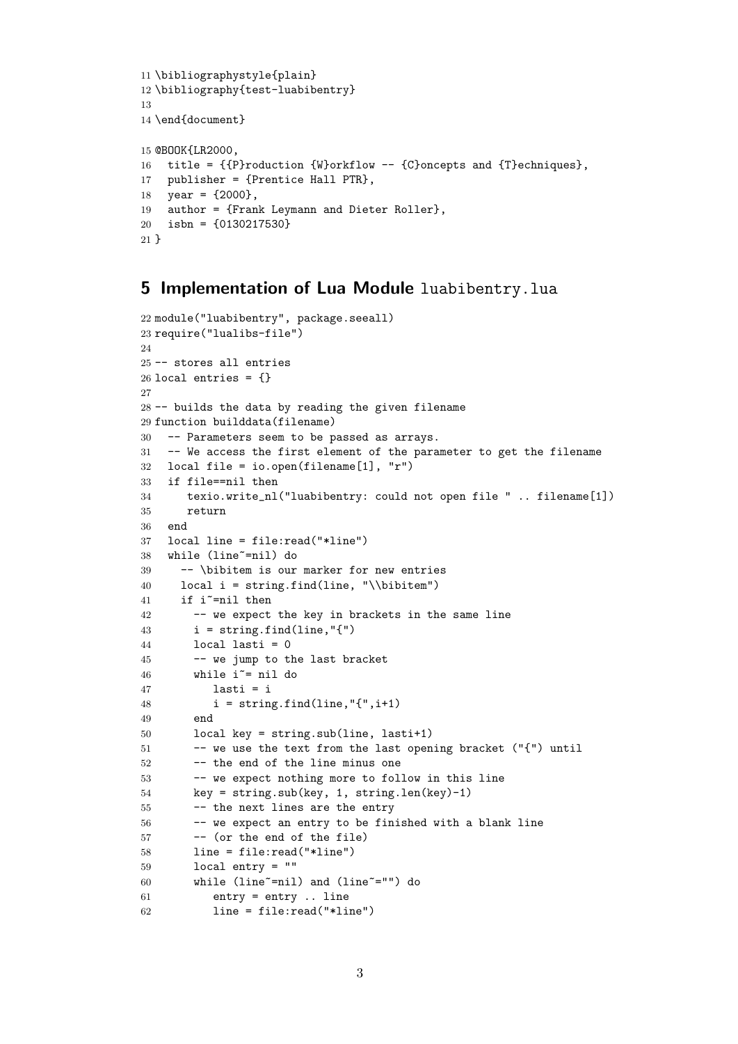```
11 \bibliographystyle{plain}
12 \bibliography{test-luabibentry}
13
14 \end{document}
```

```
15 @BOOK{LR2000,
16   title = {{P}roduction {W}orkflow -- {C}oncepts and {T}echniques},
17   publisher = {Prentice Hall PTR},
18   year = {2000},
19   author = {Frank Leymann and Dieter Roller},
20   isbn = {0130217530}
21 }
```

## 5 Implementation of Lua Module luabibentry.lua

```
22 module("luabibentry", package.seeall)
23 require("lualibs-file")
24
25 -- stores all entries
26 local entries = {}
27
28 -- builds the data by reading the given filename
29 function builddata(filename)
30   -- Parameters seem to be passed as arrays.
31   -- We access the first element of the parameter to get the filename
32   local file = io.open(filename[1], "r")
33   if file==nil then
34      texio.write_nl("luabibentry: could not open file " .. filename[1])
35      return
36   end
37   local line = file:read("*line")
38   while (line~=nil) do
39     -- \bibitem is our marker for new entries
40     local i = string.find(line, "\\bibitem")
41     if i~=nil then
42       -- we expect the key in brackets in the same line
43       i = string.find(line,"{")
44       local lasti = 0
45       -- we jump to the last bracket
46       while i~= nil do
47          lasti = i
48          i = string.find(line,"{",i+1)
49       end
50       local key = string.sub(line, lasti+1)
51       -- we use the text from the last opening bracket ("{") until
52       -- the end of the line minus one
53       -- we expect nothing more to follow in this line
54       key = string.sub(key, 1, string.len(key)-1)
55       -- the next lines are the entry
56       -- we expect an entry to be finished with a blank line
57       -- (or the end of the file)
58       line = file:read("*line")
59       local entry = ""
60       while (line~=nil) and (line~="") do
61          entry = entry .. line
62          line = file:read("*line")
```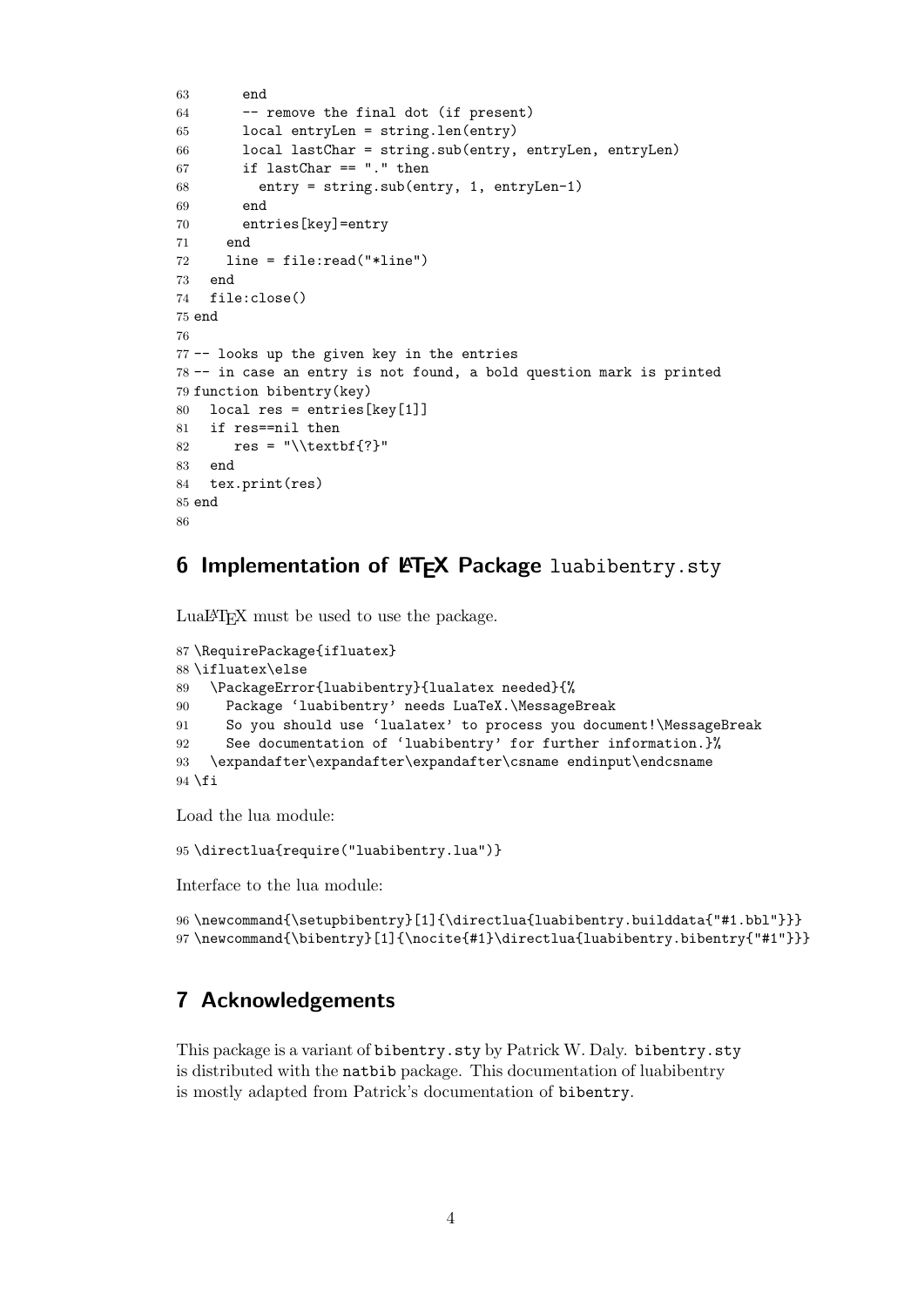```
63       end
64       -- remove the final dot (if present)
65       local entryLen = string.len(entry)
66       local lastChar = string.sub(entry, entryLen, entryLen)
67       if lastChar == "." then
68         entry = string.sub(entry, 1, entryLen-1)
69       end
70       entries[key]=entry
71     end
72     line = file:read("*line")
73   end
74   file:close()
75 end
76
77 -- looks up the given key in the entries
78 -- in case an entry is not found, a bold question mark is printed
79 function bibentry(key)
80   local res = entries[key[1]]
81   if res==nil then
82      res = "\\textbf{?}"
83   end
84   tex.print(res)
85 end
86
```

## 6 Implementation of LaTeX Package luabibentry.sty

LuaLaTeX must be used to use the package.

```
87 \RequirePackage{ifluatex}
88 \ifluatex\else
89   \PackageError{luabibentry}{lualatex needed}{%
90     Package `luabibentry' needs LuaTeX.\MessageBreak
91     So you should use `lualatex' to process you document!\MessageBreak
92     See documentation of `luabibentry' for further information.}%
93   \expandafter\expandafter\expandafter\csname endinput\endcsname
94 \fi
```

Load the lua module:

```
95 \directlua{require("luabibentry.lua")}
```

Interface to the lua module:

```
96 \newcommand{\setupbibentry}[1]{\directlua{luabibentry.builddata{"#1.bbl"}}}
97 \newcommand{\bibentry}[1]{\nocite{#1}\directlua{luabibentry.bibentry{"#1"}}}
```

## 7 Acknowledgements

This package is a variant of `bibentry.sty` by Patrick W. Daly. `bibentry.sty` is distributed with the `natbib` package. This documentation of luabibentry is mostly adapted from Patrick's documentation of `bibentry`.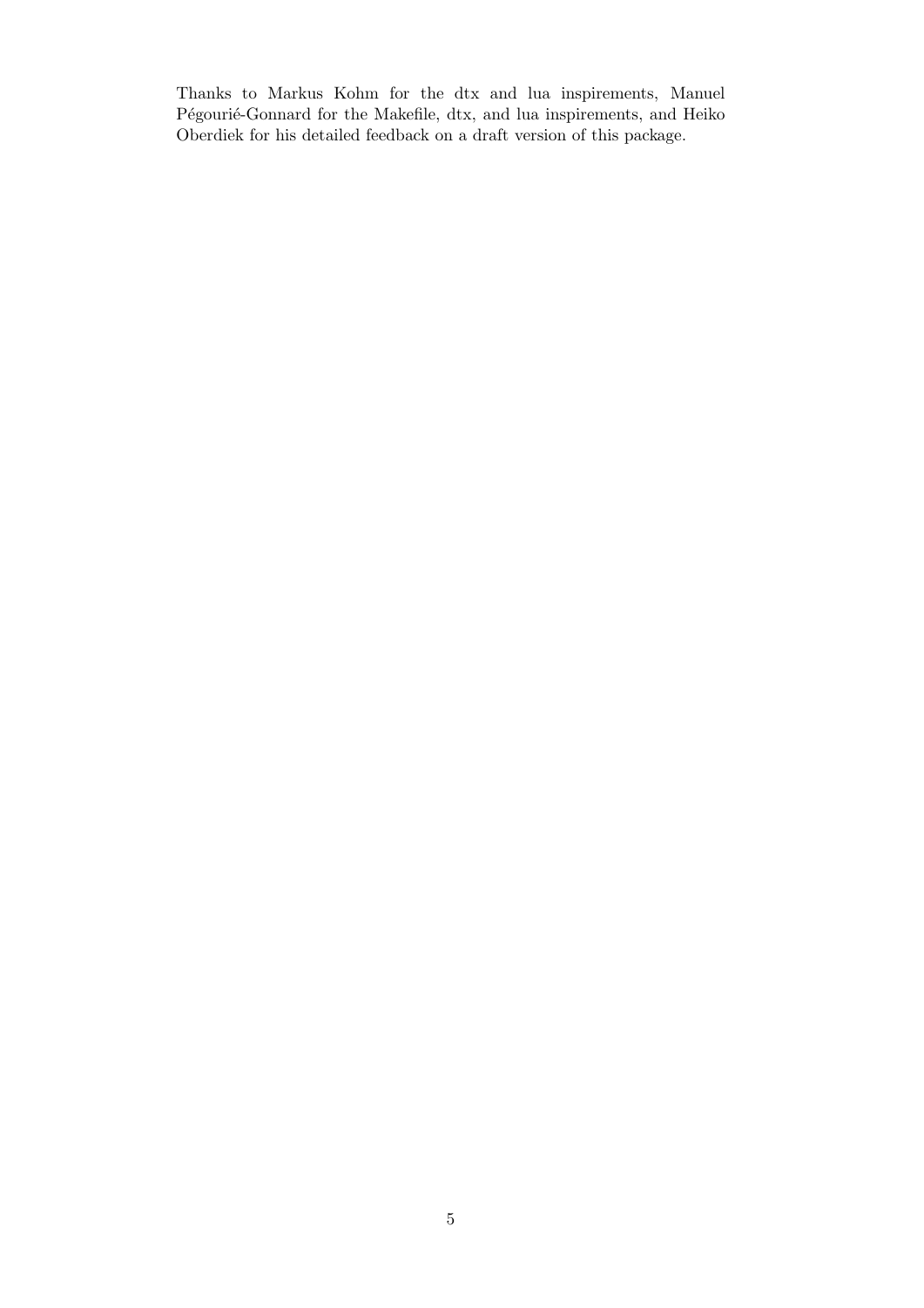Thanks to Markus Kohm for the dtx and lua inspirements, Manuel Pégourié-Gonnard for the Makefile, dtx, and lua inspirements, and Heiko Oberdiek for his detailed feedback on a draft version of this package.